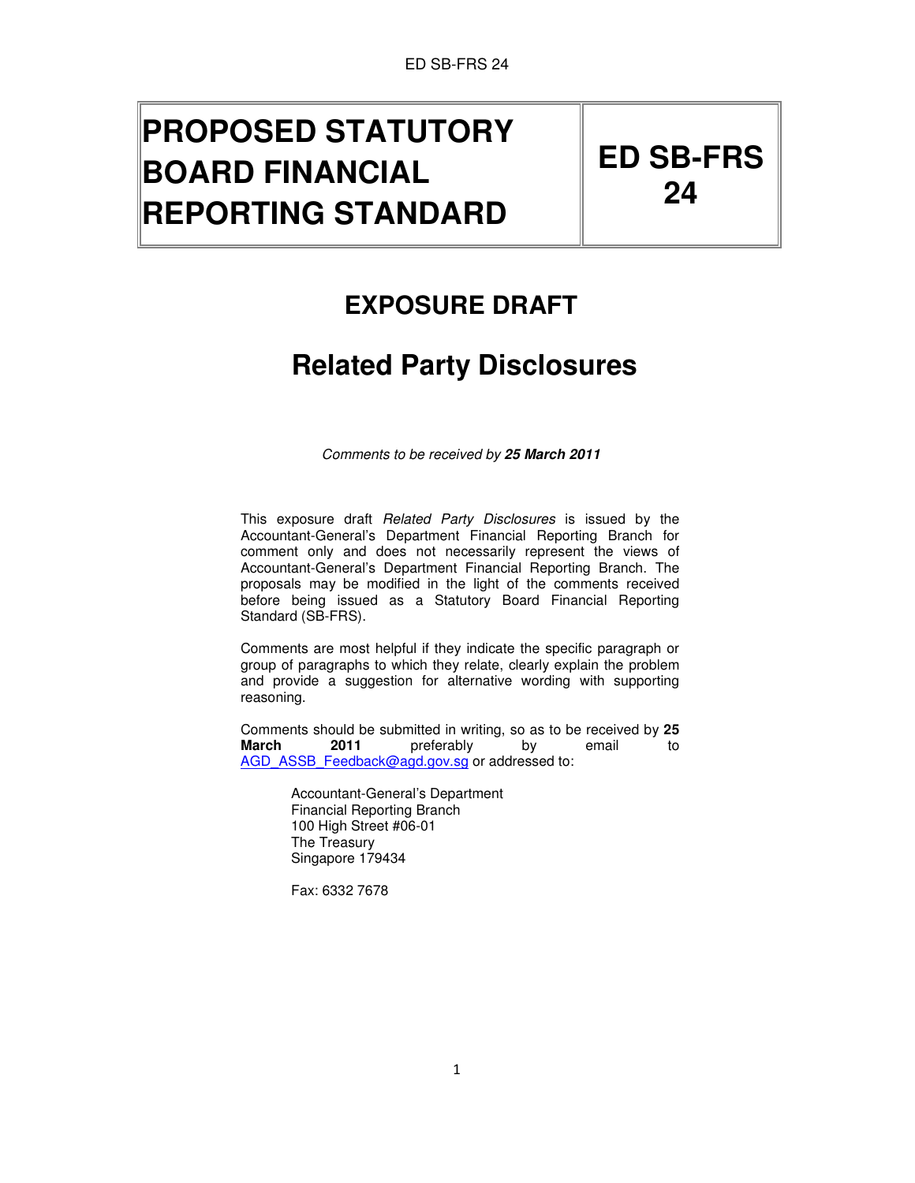# PROPOSED STATUTORY BOARD FINANCIAL REPORTING STANDARD

# ED SB-FRS 24

## EXPOSURE DRAFT

## Related Party Disclosures

*Comments to be received by **25 March 2011***

This exposure draft *Related Party Disclosures* is issued by the Accountant-General's Department Financial Reporting Branch for comment only and does not necessarily represent the views of Accountant-General's Department Financial Reporting Branch. The proposals may be modified in the light of the comments received before being issued as a Statutory Board Financial Reporting Standard (SB-FRS).

Comments are most helpful if they indicate the specific paragraph or group of paragraphs to which they relate, clearly explain the problem and provide a suggestion for alternative wording with supporting reasoning.

Comments should be submitted in writing, so as to be received by **25 March 2011** preferably by email to AGD_ASSB_Feedback@agd.gov.sg or addressed to:

Accountant-General's Department
Financial Reporting Branch
100 High Street #06-01
The Treasury
Singapore 179434

Fax: 6332 7678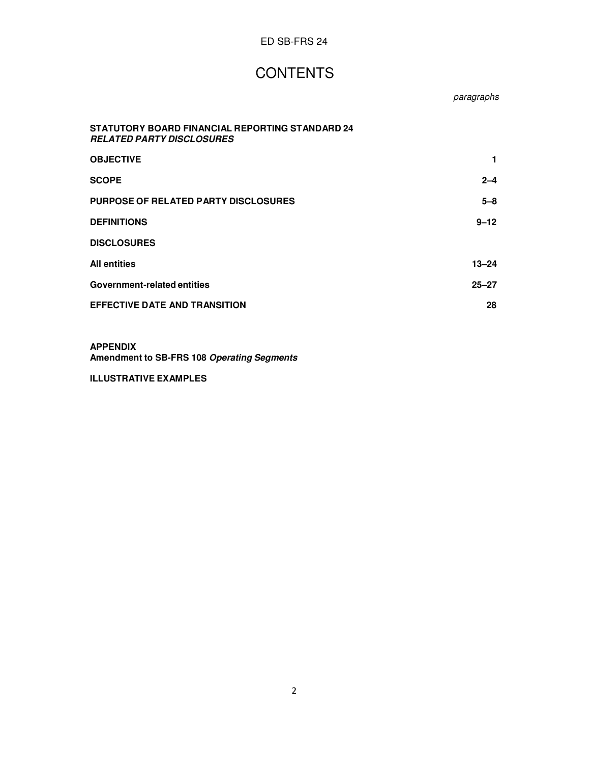# CONTENTS

| | *paragraphs* |
|---|---|
| **STATUTORY BOARD FINANCIAL REPORTING STANDARD 24** ***RELATED PARTY DISCLOSURES*** | |
| **OBJECTIVE** | **1** |
| **SCOPE** | **2–4** |
| **PURPOSE OF RELATED PARTY DISCLOSURES** | **5–8** |
| **DEFINITIONS** | **9–12** |
| **DISCLOSURES** | |
| **All entities** | **13–24** |
| **Government-related entities** | **25–27** |
| **EFFECTIVE DATE AND TRANSITION** | **28** |

**APPENDIX**
**Amendment to SB-FRS 108** ***Operating Segments***

**ILLUSTRATIVE EXAMPLES**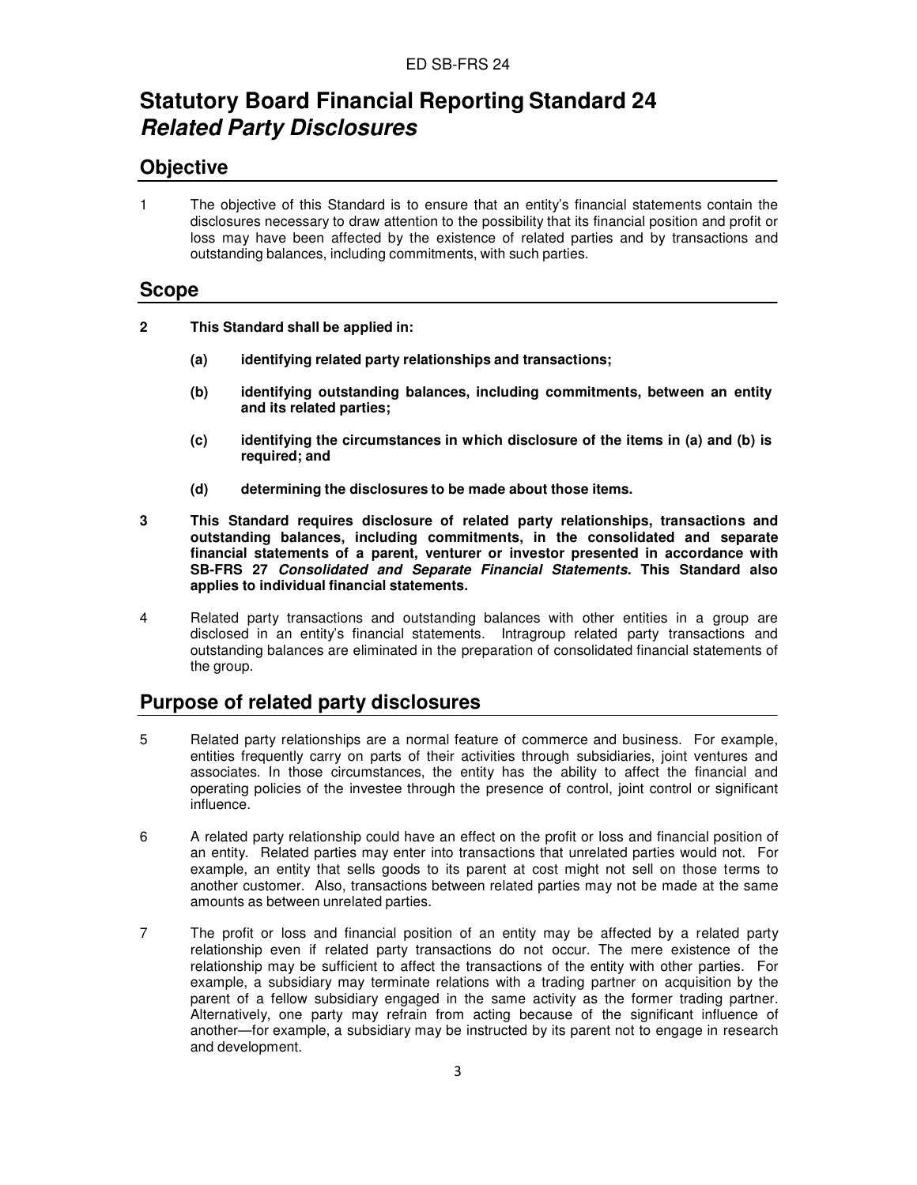# Statutory Board Financial Reporting Standard 24
## *Related Party Disclosures*

## Objective

1 The objective of this Standard is to ensure that an entity's financial statements contain the disclosures necessary to draw attention to the possibility that its financial position and profit or loss may have been affected by the existence of related parties and by transactions and outstanding balances, including commitments, with such parties.

## Scope

**2 This Standard shall be applied in:**

**(a) identifying related party relationships and transactions;**

**(b) identifying outstanding balances, including commitments, between an entity and its related parties;**

**(c) identifying the circumstances in which disclosure of the items in (a) and (b) is required; and**

**(d) determining the disclosures to be made about those items.**

**3 This Standard requires disclosure of related party relationships, transactions and outstanding balances, including commitments, in the consolidated and separate financial statements of a parent, venturer or investor presented in accordance with SB-FRS 27 *Consolidated and Separate Financial Statements.* This Standard also applies to individual financial statements.**

4 Related party transactions and outstanding balances with other entities in a group are disclosed in an entity's financial statements. Intragroup related party transactions and outstanding balances are eliminated in the preparation of consolidated financial statements of the group.

## Purpose of related party disclosures

5 Related party relationships are a normal feature of commerce and business. For example, entities frequently carry on parts of their activities through subsidiaries, joint ventures and associates. In those circumstances, the entity has the ability to affect the financial and operating policies of the investee through the presence of control, joint control or significant influence.

6 A related party relationship could have an effect on the profit or loss and financial position of an entity. Related parties may enter into transactions that unrelated parties would not. For example, an entity that sells goods to its parent at cost might not sell on those terms to another customer. Also, transactions between related parties may not be made at the same amounts as between unrelated parties.

7 The profit or loss and financial position of an entity may be affected by a related party relationship even if related party transactions do not occur. The mere existence of the relationship may be sufficient to affect the transactions of the entity with other parties. For example, a subsidiary may terminate relations with a trading partner on acquisition by the parent of a fellow subsidiary engaged in the same activity as the former trading partner. Alternatively, one party may refrain from acting because of the significant influence of another—for example, a subsidiary may be instructed by its parent not to engage in research and development.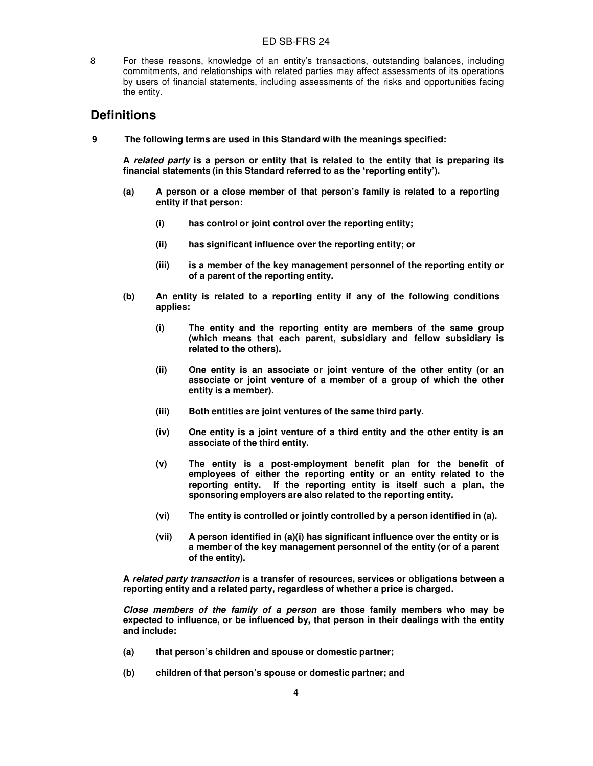8 For these reasons, knowledge of an entity's transactions, outstanding balances, including commitments, and relationships with related parties may affect assessments of its operations by users of financial statements, including assessments of the risks and opportunities facing the entity.

## Definitions

**9 The following terms are used in this Standard with the meanings specified:**

**A *related party* is a person or entity that is related to the entity that is preparing its financial statements (in this Standard referred to as the 'reporting entity').**

**(a) A person or a close member of that person's family is related to a reporting entity if that person:**

**(i) has control or joint control over the reporting entity;**

**(ii) has significant influence over the reporting entity; or**

**(iii) is a member of the key management personnel of the reporting entity or of a parent of the reporting entity.**

**(b) An entity is related to a reporting entity if any of the following conditions applies:**

**(i) The entity and the reporting entity are members of the same group (which means that each parent, subsidiary and fellow subsidiary is related to the others).**

**(ii) One entity is an associate or joint venture of the other entity (or an associate or joint venture of a member of a group of which the other entity is a member).**

**(iii) Both entities are joint ventures of the same third party.**

**(iv) One entity is a joint venture of a third entity and the other entity is an associate of the third entity.**

**(v) The entity is a post-employment benefit plan for the benefit of employees of either the reporting entity or an entity related to the reporting entity. If the reporting entity is itself such a plan, the sponsoring employers are also related to the reporting entity.**

**(vi) The entity is controlled or jointly controlled by a person identified in (a).**

**(vii) A person identified in (a)(i) has significant influence over the entity or is a member of the key management personnel of the entity (or of a parent of the entity).**

**A *related party transaction* is a transfer of resources, services or obligations between a reporting entity and a related party, regardless of whether a price is charged.**

***Close members of the family of a person* are those family members who may be expected to influence, or be influenced by, that person in their dealings with the entity and include:**

**(a) that person's children and spouse or domestic partner;**

**(b) children of that person's spouse or domestic partner; and**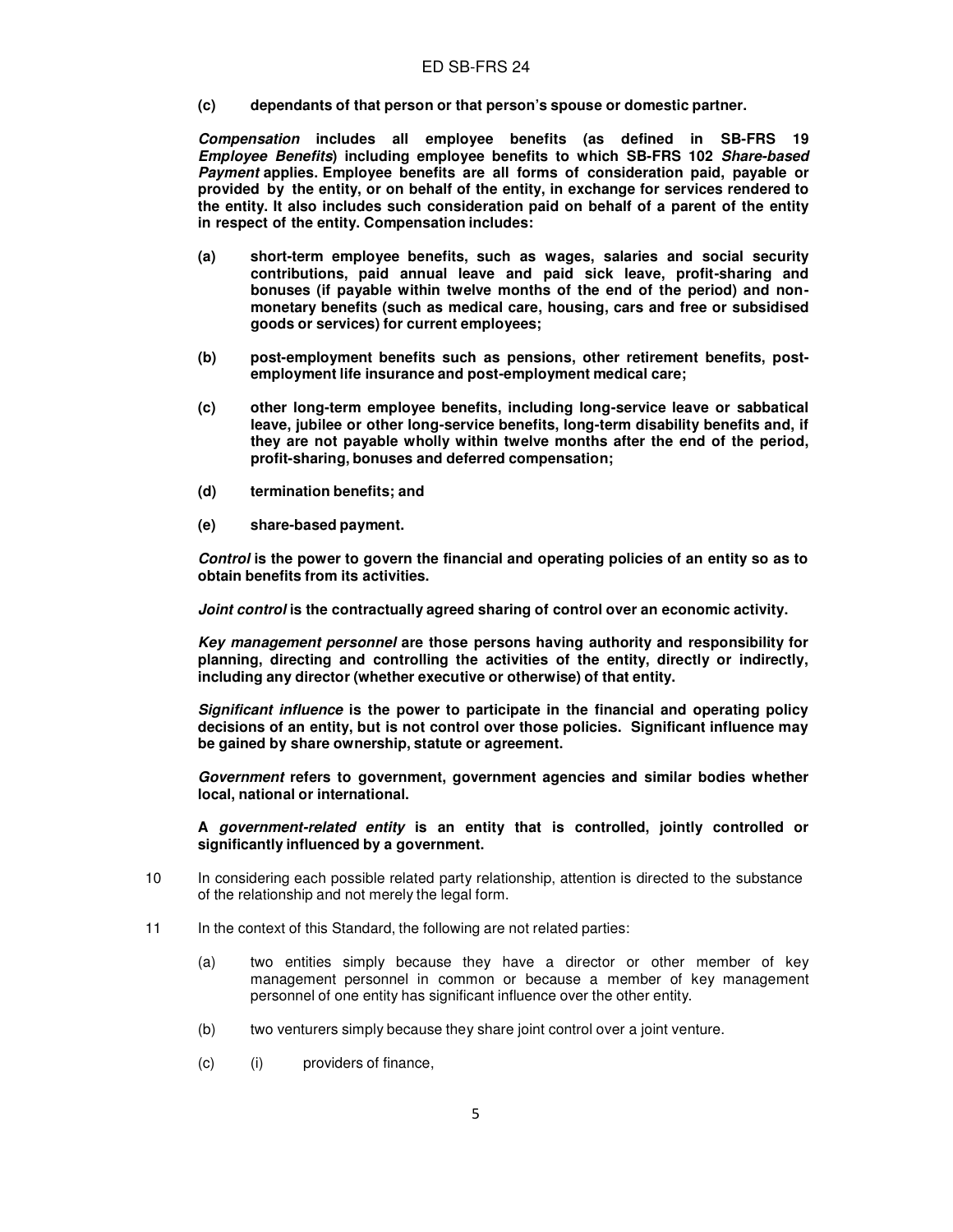**(c) dependants of that person or that person's spouse or domestic partner.**

***Compensation*** **includes all employee benefits (as defined in SB-FRS 19 *Employee Benefits*) including employee benefits to which SB-FRS 102 *Share-based Payment* applies. Employee benefits are all forms of consideration paid, payable or provided by the entity, or on behalf of the entity, in exchange for services rendered to the entity. It also includes such consideration paid on behalf of a parent of the entity in respect of the entity. Compensation includes:**

**(a) short-term employee benefits, such as wages, salaries and social security contributions, paid annual leave and paid sick leave, profit-sharing and bonuses (if payable within twelve months of the end of the period) and non-monetary benefits (such as medical care, housing, cars and free or subsidised goods or services) for current employees;**

**(b) post-employment benefits such as pensions, other retirement benefits, post-employment life insurance and post-employment medical care;**

**(c) other long-term employee benefits, including long-service leave or sabbatical leave, jubilee or other long-service benefits, long-term disability benefits and, if they are not payable wholly within twelve months after the end of the period, profit-sharing, bonuses and deferred compensation;**

**(d) termination benefits; and**

**(e) share-based payment.**

***Control*** **is the power to govern the financial and operating policies of an entity so as to obtain benefits from its activities.**

***Joint control*** **is the contractually agreed sharing of control over an economic activity.**

***Key management personnel*** **are those persons having authority and responsibility for planning, directing and controlling the activities of the entity, directly or indirectly, including any director (whether executive or otherwise) of that entity.**

***Significant influence*** **is the power to participate in the financial and operating policy decisions of an entity, but is not control over those policies. Significant influence may be gained by share ownership, statute or agreement.**

***Government*** **refers to government, government agencies and similar bodies whether local, national or international.**

**A *government-related entity* is an entity that is controlled, jointly controlled or significantly influenced by a government.**

10 In considering each possible related party relationship, attention is directed to the substance of the relationship and not merely the legal form.

11 In the context of this Standard, the following are not related parties:

(a) two entities simply because they have a director or other member of key management personnel in common or because a member of key management personnel of one entity has significant influence over the other entity.

(b) two venturers simply because they share joint control over a joint venture.

(c) (i) providers of finance,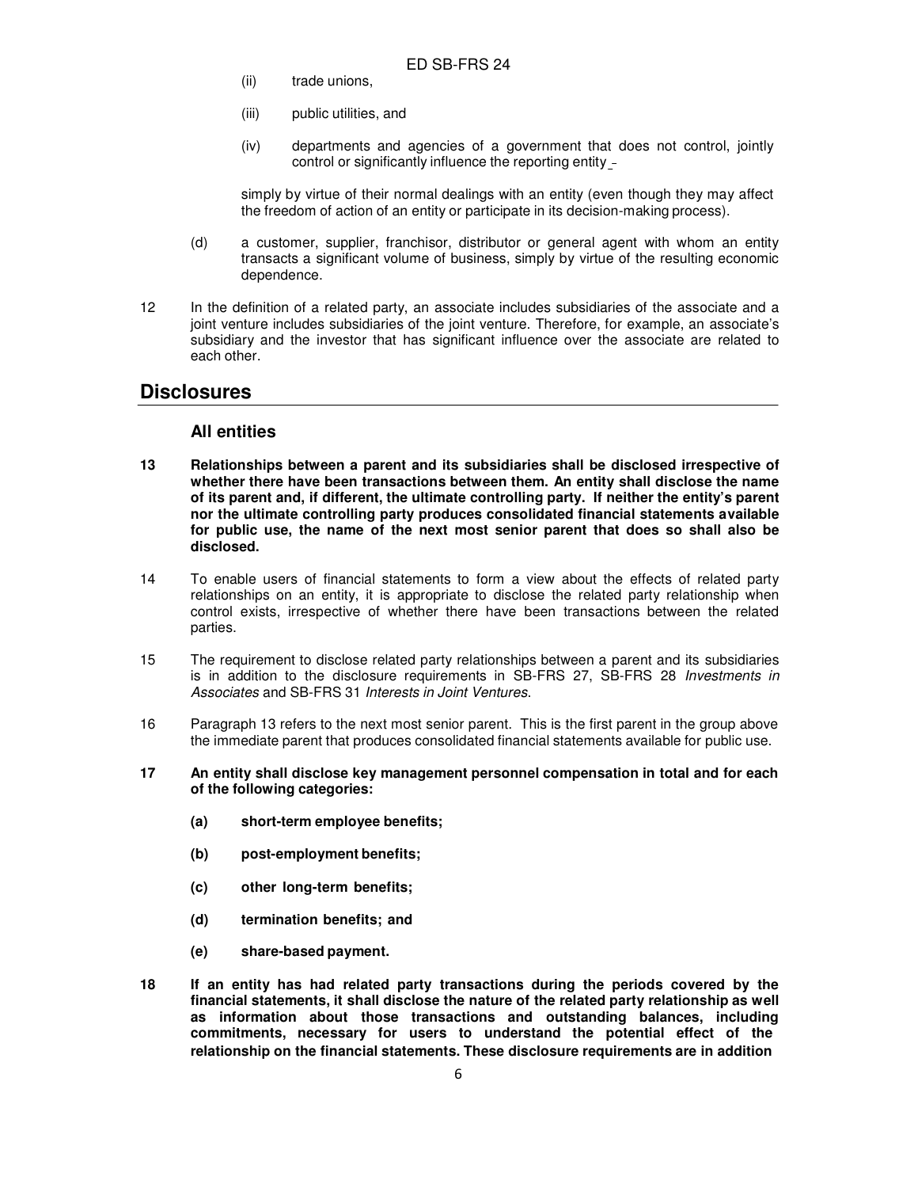(ii) trade unions,

(iii) public utilities, and

(iv) departments and agencies of a government that does not control, jointly control or significantly influence the reporting entity -

simply by virtue of their normal dealings with an entity (even though they may affect the freedom of action of an entity or participate in its decision-making process).

(d) a customer, supplier, franchisor, distributor or general agent with whom an entity transacts a significant volume of business, simply by virtue of the resulting economic dependence.

12 In the definition of a related party, an associate includes subsidiaries of the associate and a joint venture includes subsidiaries of the joint venture. Therefore, for example, an associate's subsidiary and the investor that has significant influence over the associate are related to each other.

## Disclosures

### All entities

**13 Relationships between a parent and its subsidiaries shall be disclosed irrespective of whether there have been transactions between them. An entity shall disclose the name of its parent and, if different, the ultimate controlling party. If neither the entity's parent nor the ultimate controlling party produces consolidated financial statements available for public use, the name of the next most senior parent that does so shall also be disclosed.**

14 To enable users of financial statements to form a view about the effects of related party relationships on an entity, it is appropriate to disclose the related party relationship when control exists, irrespective of whether there have been transactions between the related parties.

15 The requirement to disclose related party relationships between a parent and its subsidiaries is in addition to the disclosure requirements in SB-FRS 27, SB-FRS 28 *Investments in Associates* and SB-FRS 31 *Interests in Joint Ventures*.

16 Paragraph 13 refers to the next most senior parent. This is the first parent in the group above the immediate parent that produces consolidated financial statements available for public use.

**17 An entity shall disclose key management personnel compensation in total and for each of the following categories:**

**(a) short-term employee benefits;**

**(b) post-employment benefits;**

**(c) other long-term benefits;**

**(d) termination benefits; and**

**(e) share-based payment.**

**18 If an entity has had related party transactions during the periods covered by the financial statements, it shall disclose the nature of the related party relationship as well as information about those transactions and outstanding balances, including commitments, necessary for users to understand the potential effect of the relationship on the financial statements. These disclosure requirements are in addition**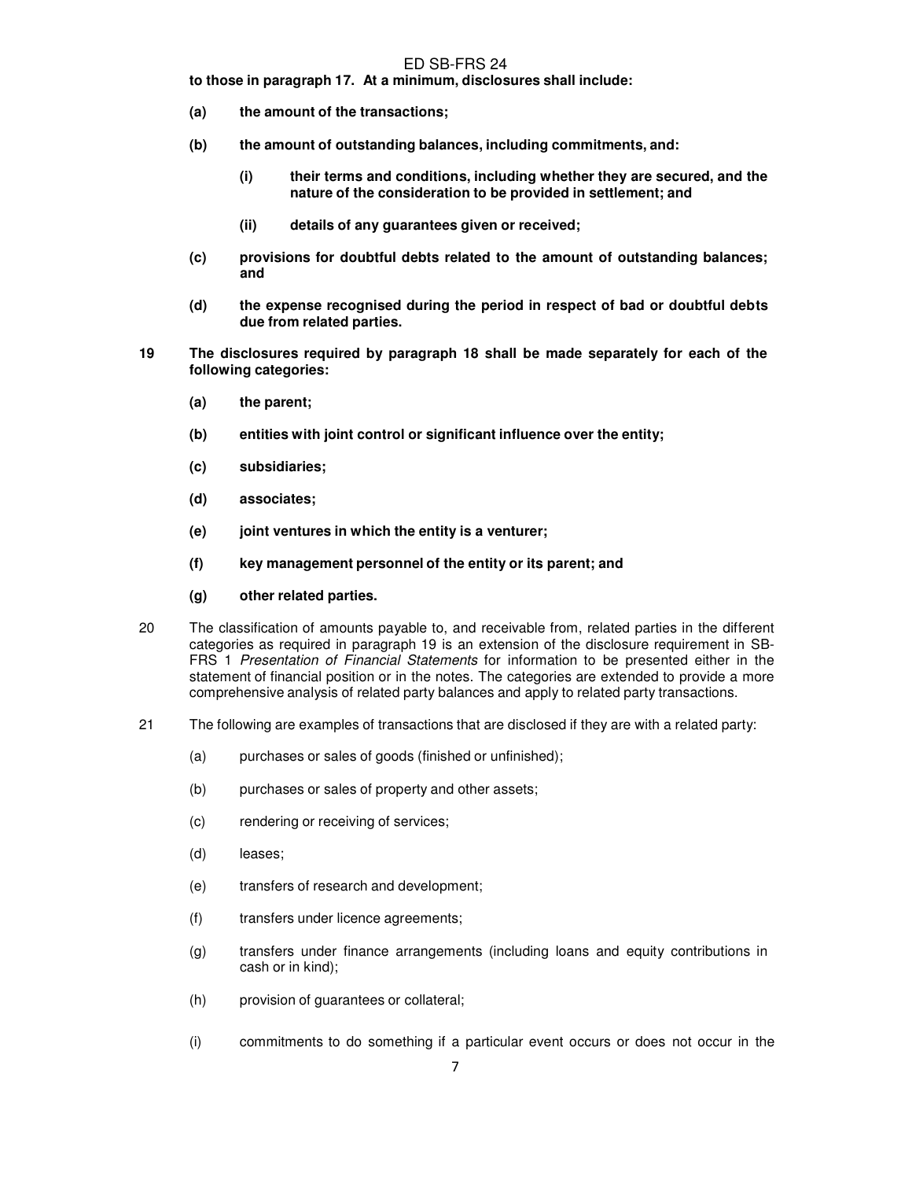**to those in paragraph 17. At a minimum, disclosures shall include:**

**(a) the amount of the transactions;**

**(b) the amount of outstanding balances, including commitments, and:**

> **(i) their terms and conditions, including whether they are secured, and the nature of the consideration to be provided in settlement; and**
>
> **(ii) details of any guarantees given or received;**

**(c) provisions for doubtful debts related to the amount of outstanding balances; and**

**(d) the expense recognised during the period in respect of bad or doubtful debts due from related parties.**

**19 The disclosures required by paragraph 18 shall be made separately for each of the following categories:**

**(a) the parent;**

**(b) entities with joint control or significant influence over the entity;**

**(c) subsidiaries;**

**(d) associates;**

**(e) joint ventures in which the entity is a venturer;**

**(f) key management personnel of the entity or its parent; and**

**(g) other related parties.**

20 The classification of amounts payable to, and receivable from, related parties in the different categories as required in paragraph 19 is an extension of the disclosure requirement in SB-FRS 1 *Presentation of Financial Statements* for information to be presented either in the statement of financial position or in the notes. The categories are extended to provide a more comprehensive analysis of related party balances and apply to related party transactions.

21 The following are examples of transactions that are disclosed if they are with a related party:

(a) purchases or sales of goods (finished or unfinished);

(b) purchases or sales of property and other assets;

(c) rendering or receiving of services;

(d) leases;

(e) transfers of research and development;

(f) transfers under licence agreements;

(g) transfers under finance arrangements (including loans and equity contributions in cash or in kind);

(h) provision of guarantees or collateral;

(i) commitments to do something if a particular event occurs or does not occur in the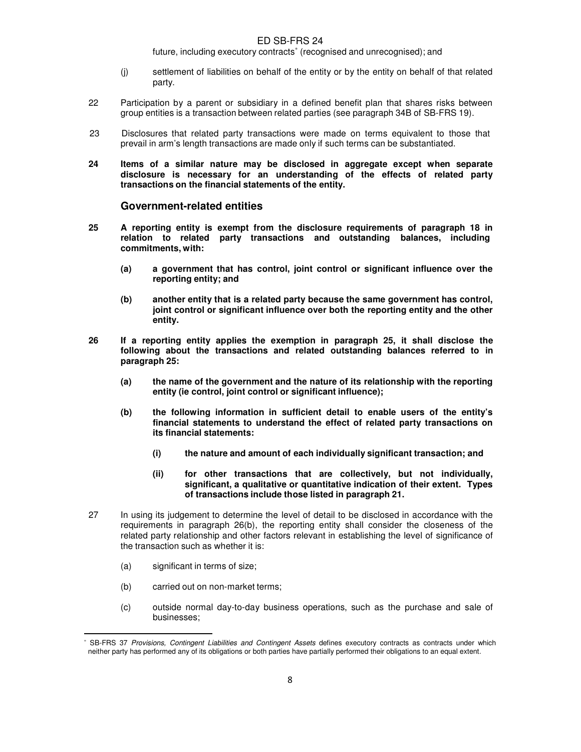future, including executory contracts* (recognised and unrecognised); and

(j) settlement of liabilities on behalf of the entity or by the entity on behalf of that related party.

22 Participation by a parent or subsidiary in a defined benefit plan that shares risks between group entities is a transaction between related parties (see paragraph 34B of SB-FRS 19).

23 Disclosures that related party transactions were made on terms equivalent to those that prevail in arm's length transactions are made only if such terms can be substantiated.

**24 Items of a similar nature may be disclosed in aggregate except when separate disclosure is necessary for an understanding of the effects of related party transactions on the financial statements of the entity.**

### Government-related entities

**25 A reporting entity is exempt from the disclosure requirements of paragraph 18 in relation to related party transactions and outstanding balances, including commitments, with:**

**(a) a government that has control, joint control or significant influence over the reporting entity; and**

**(b) another entity that is a related party because the same government has control, joint control or significant influence over both the reporting entity and the other entity.**

**26 If a reporting entity applies the exemption in paragraph 25, it shall disclose the following about the transactions and related outstanding balances referred to in paragraph 25:**

**(a) the name of the government and the nature of its relationship with the reporting entity (ie control, joint control or significant influence);**

**(b) the following information in sufficient detail to enable users of the entity's financial statements to understand the effect of related party transactions on its financial statements:**

**(i) the nature and amount of each individually significant transaction; and**

**(ii) for other transactions that are collectively, but not individually, significant, a qualitative or quantitative indication of their extent. Types of transactions include those listed in paragraph 21.**

27 In using its judgement to determine the level of detail to be disclosed in accordance with the requirements in paragraph 26(b), the reporting entity shall consider the closeness of the related party relationship and other factors relevant in establishing the level of significance of the transaction such as whether it is:

(a) significant in terms of size;

(b) carried out on non-market terms;

(c) outside normal day-to-day business operations, such as the purchase and sale of businesses;

---

* SB-FRS 37 *Provisions, Contingent Liabilities and Contingent Assets* defines executory contracts as contracts under which neither party has performed any of its obligations or both parties have partially performed their obligations to an equal extent.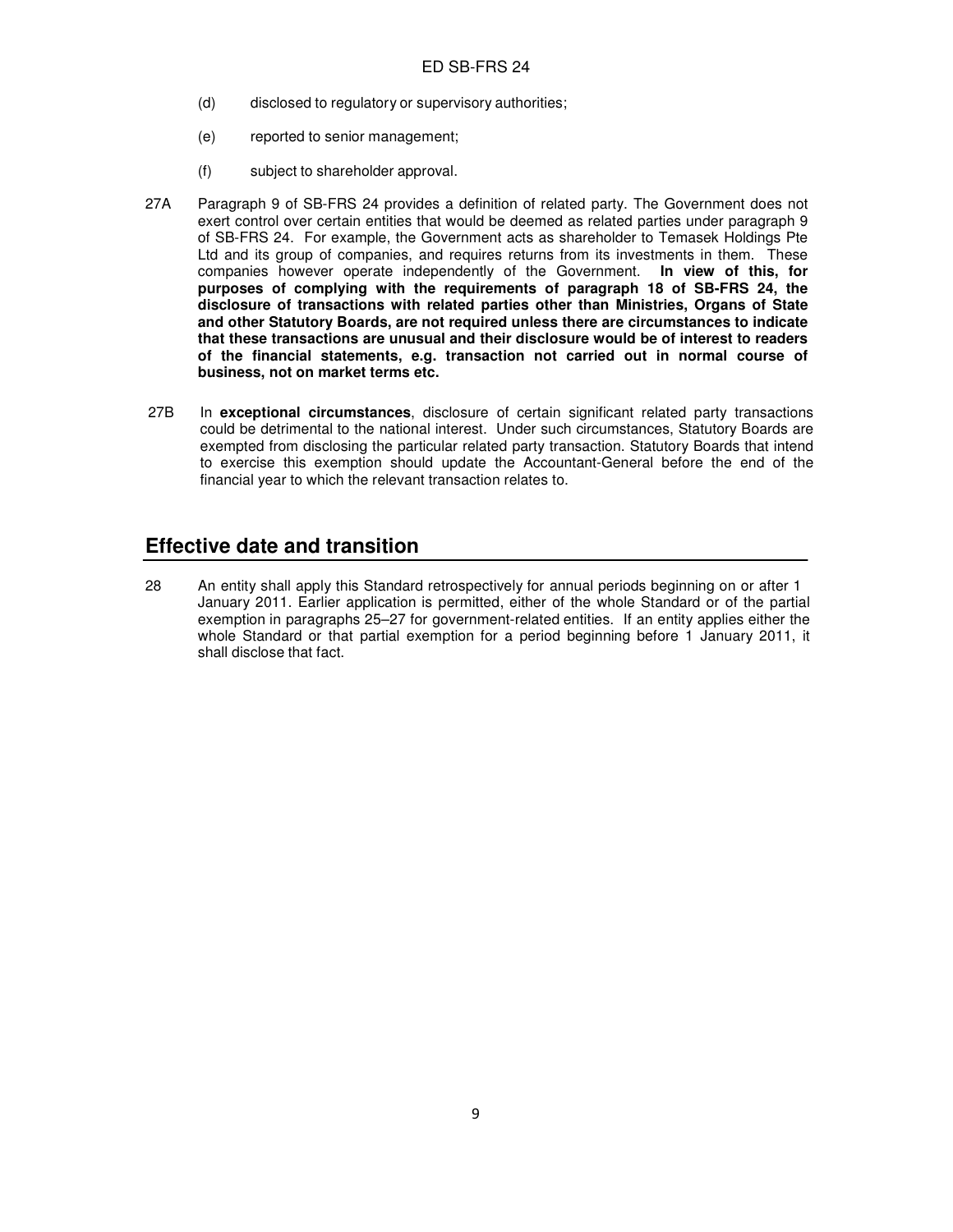(d) disclosed to regulatory or supervisory authorities;

(e) reported to senior management;

(f) subject to shareholder approval.

27A Paragraph 9 of SB-FRS 24 provides a definition of related party. The Government does not exert control over certain entities that would be deemed as related parties under paragraph 9 of SB-FRS 24. For example, the Government acts as shareholder to Temasek Holdings Pte Ltd and its group of companies, and requires returns from its investments in them. These companies however operate independently of the Government. **In view of this, for purposes of complying with the requirements of paragraph 18 of SB-FRS 24, the disclosure of transactions with related parties other than Ministries, Organs of State and other Statutory Boards, are not required unless there are circumstances to indicate that these transactions are unusual and their disclosure would be of interest to readers of the financial statements, e.g. transaction not carried out in normal course of business, not on market terms etc.**

27B In **exceptional circumstances**, disclosure of certain significant related party transactions could be detrimental to the national interest. Under such circumstances, Statutory Boards are exempted from disclosing the particular related party transaction. Statutory Boards that intend to exercise this exemption should update the Accountant-General before the end of the financial year to which the relevant transaction relates to.

## Effective date and transition

28 An entity shall apply this Standard retrospectively for annual periods beginning on or after 1 January 2011. Earlier application is permitted, either of the whole Standard or of the partial exemption in paragraphs 25–27 for government-related entities. If an entity applies either the whole Standard or that partial exemption for a period beginning before 1 January 2011, it shall disclose that fact.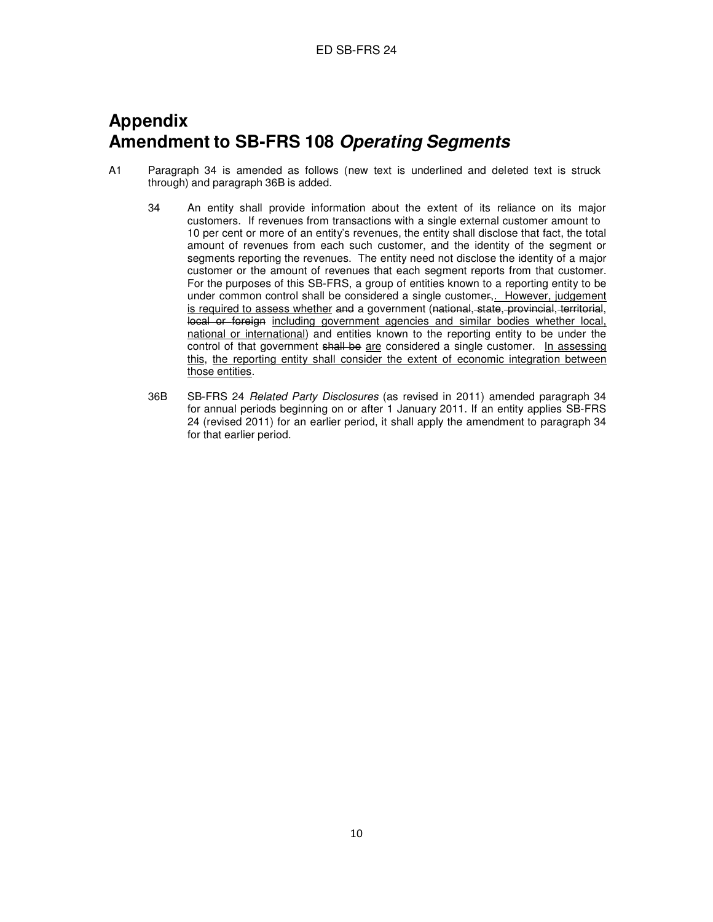# Appendix
# Amendment to SB-FRS 108 *Operating Segments*

A1 Paragraph 34 is amended as follows (new text is underlined and deleted text is struck through) and paragraph 36B is added.

> 34 An entity shall provide information about the extent of its reliance on its major customers. If revenues from transactions with a single external customer amount to 10 per cent or more of an entity's revenues, the entity shall disclose that fact, the total amount of revenues from each such customer, and the identity of the segment or segments reporting the revenues. The entity need not disclose the identity of a major customer or the amount of revenues that each segment reports from that customer. For the purposes of this SB-FRS, a group of entities known to a reporting entity to be under common control shall be considered a single customer~~,~~<u>. However, judgement is required to assess whether</u> ~~and~~ a government (~~national, state, provincial, territorial, local or foreign~~ <u>including government agencies and similar bodies whether local, national or international</u>) and entities known to the reporting entity to be under the control of that government ~~shall be~~ <u>are</u> considered a single customer. <u>In assessing this, the reporting entity shall consider the extent of economic integration between those entities</u>.
>
> 36B SB-FRS 24 *Related Party Disclosures* (as revised in 2011) amended paragraph 34 for annual periods beginning on or after 1 January 2011. If an entity applies SB-FRS 24 (revised 2011) for an earlier period, it shall apply the amendment to paragraph 34 for that earlier period.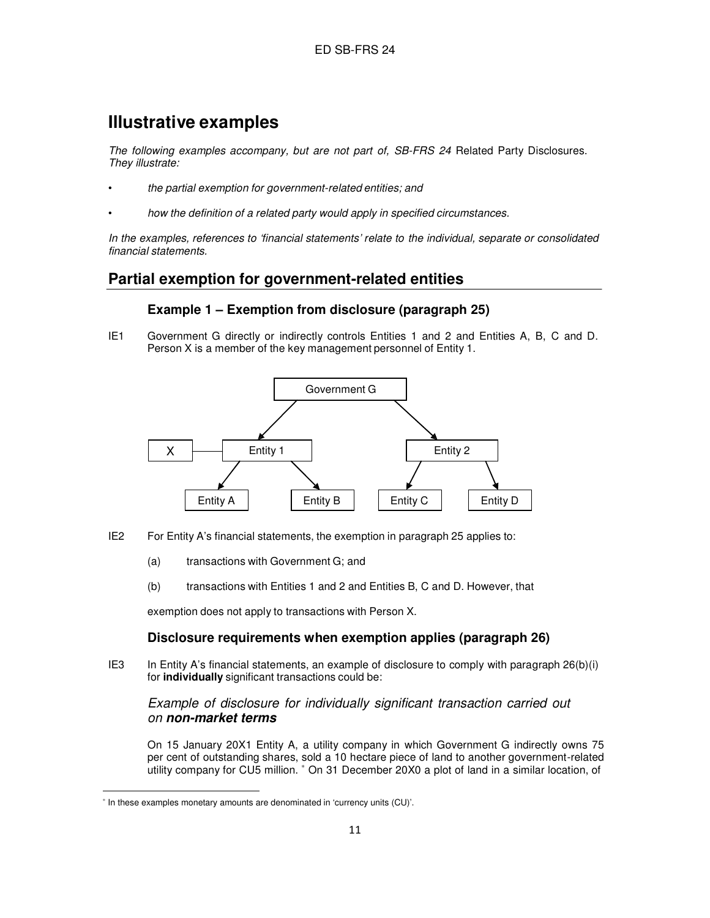# Illustrative examples

*The following examples accompany, but are not part of, SB-FRS 24* Related Party Disclosures. *They illustrate:*

- *the partial exemption for government-related entities; and*
- *how the definition of a related party would apply in specified circumstances.*

*In the examples, references to 'financial statements' relate to the individual, separate or consolidated financial statements.*

## Partial exemption for government-related entities

### Example 1 – Exemption from disclosure (paragraph 25)

IE1 Government G directly or indirectly controls Entities 1 and 2 and Entities A, B, C and D. Person X is a member of the key management personnel of Entity 1.

IE2 For Entity A's financial statements, the exemption in paragraph 25 applies to:

(a) transactions with Government G; and

(b) transactions with Entities 1 and 2 and Entities B, C and D. However, that

exemption does not apply to transactions with Person X.

### Disclosure requirements when exemption applies (paragraph 26)

IE3 In Entity A's financial statements, an example of disclosure to comply with paragraph 26(b)(i) for **individually** significant transactions could be:

*Example of disclosure for individually significant transaction carried out on **non-market terms***

On 15 January 20X1 Entity A, a utility company in which Government G indirectly owns 75 per cent of outstanding shares, sold a 10 hectare piece of land to another government-related utility company for CU5 million. [*] On 31 December 20X0 a plot of land in a similar location, of

[*] In these examples monetary amounts are denominated in 'currency units (CU)'.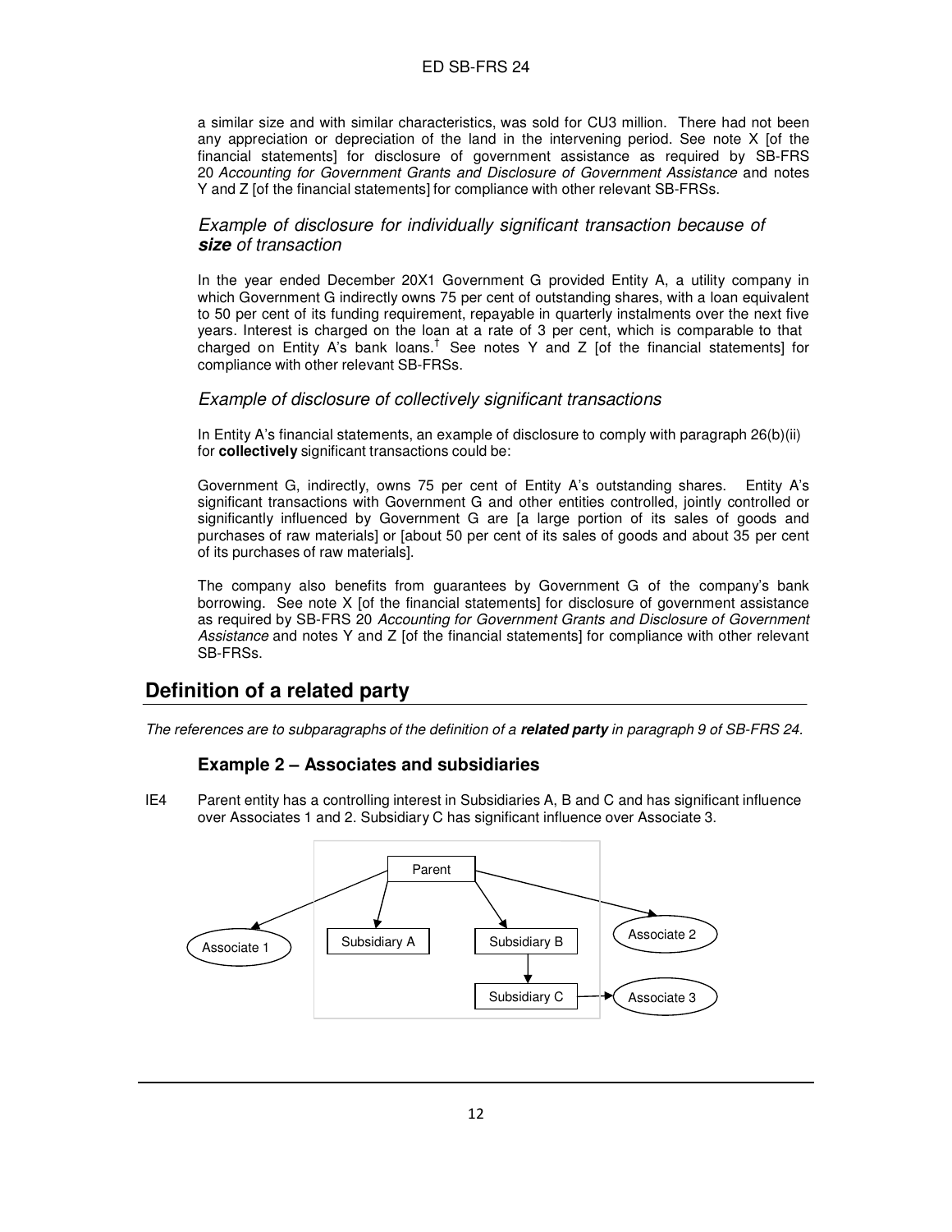a similar size and with similar characteristics, was sold for CU3 million. There had not been any appreciation or depreciation of the land in the intervening period. See note X [of the financial statements] for disclosure of government assistance as required by SB-FRS 20 *Accounting for Government Grants and Disclosure of Government Assistance* and notes Y and Z [of the financial statements] for compliance with other relevant SB-FRSs.

*Example of disclosure for individually significant transaction because of **size** of transaction*

In the year ended December 20X1 Government G provided Entity A, a utility company in which Government G indirectly owns 75 per cent of outstanding shares, with a loan equivalent to 50 per cent of its funding requirement, repayable in quarterly instalments over the next five years. Interest is charged on the loan at a rate of 3 per cent, which is comparable to that charged on Entity A's bank loans.[†] See notes Y and Z [of the financial statements] for compliance with other relevant SB-FRSs.

*Example of disclosure of collectively significant transactions*

In Entity A's financial statements, an example of disclosure to comply with paragraph 26(b)(ii) for **collectively** significant transactions could be:

Government G, indirectly, owns 75 per cent of Entity A's outstanding shares. Entity A's significant transactions with Government G and other entities controlled, jointly controlled or significantly influenced by Government G are [a large portion of its sales of goods and purchases of raw materials] or [about 50 per cent of its sales of goods and about 35 per cent of its purchases of raw materials].

The company also benefits from guarantees by Government G of the company's bank borrowing. See note X [of the financial statements] for disclosure of government assistance as required by SB-FRS 20 *Accounting for Government Grants and Disclosure of Government Assistance* and notes Y and Z [of the financial statements] for compliance with other relevant SB-FRSs.

## Definition of a related party

*The references are to subparagraphs of the definition of a **related party** in paragraph 9 of SB-FRS 24.*

### Example 2 – Associates and subsidiaries

IE4 Parent entity has a controlling interest in Subsidiaries A, B and C and has significant influence over Associates 1 and 2. Subsidiary C has significant influence over Associate 3.

Parent → Associate 1; Parent → Subsidiary A; Parent → Subsidiary B; Parent → Associate 2; Subsidiary B → Subsidiary C; Subsidiary C → Associate 3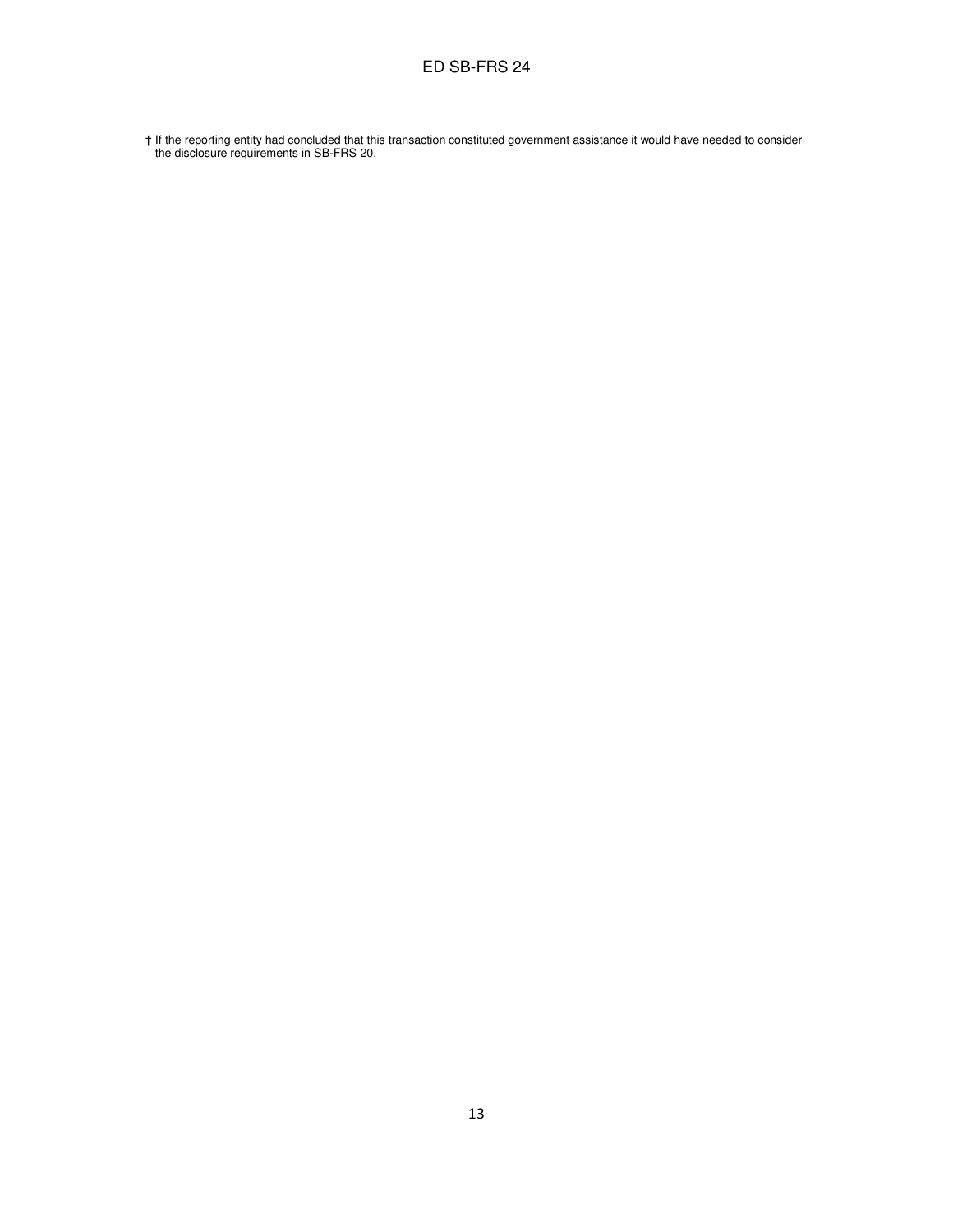† If the reporting entity had concluded that this transaction constituted government assistance it would have needed to consider the disclosure requirements in SB-FRS 20.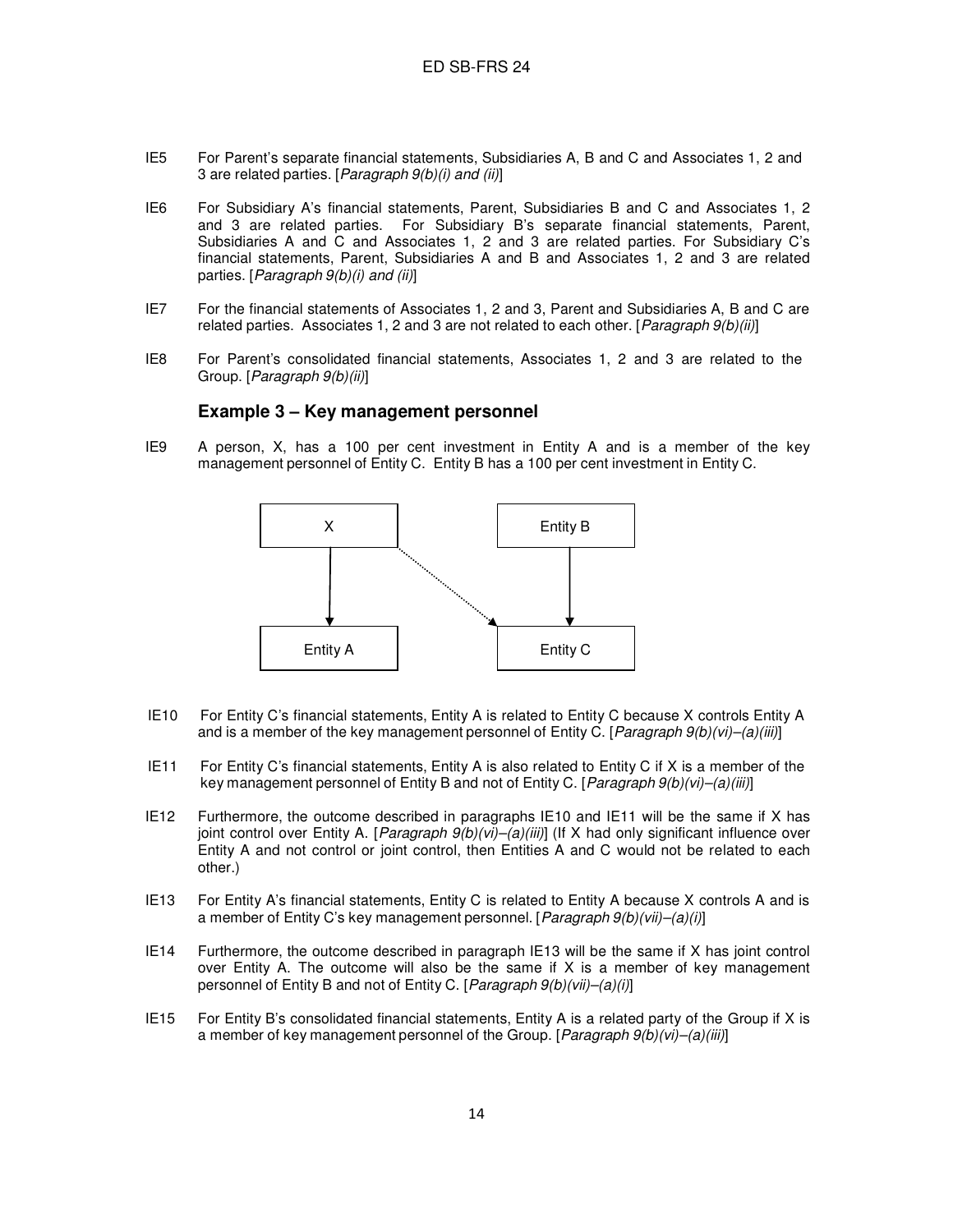IE5 For Parent's separate financial statements, Subsidiaries A, B and C and Associates 1, 2 and 3 are related parties. [*Paragraph 9(b)(i) and (ii)*]

IE6 For Subsidiary A's financial statements, Parent, Subsidiaries B and C and Associates 1, 2 and 3 are related parties. For Subsidiary B's separate financial statements, Parent, Subsidiaries A and C and Associates 1, 2 and 3 are related parties. For Subsidiary C's financial statements, Parent, Subsidiaries A and B and Associates 1, 2 and 3 are related parties. [*Paragraph 9(b)(i) and (ii)*]

IE7 For the financial statements of Associates 1, 2 and 3, Parent and Subsidiaries A, B and C are related parties. Associates 1, 2 and 3 are not related to each other. [*Paragraph 9(b)(ii)*]

IE8 For Parent's consolidated financial statements, Associates 1, 2 and 3 are related to the Group. [*Paragraph 9(b)(ii)*]

### Example 3 – Key management personnel

IE9 A person, X, has a 100 per cent investment in Entity A and is a member of the key management personnel of Entity C. Entity B has a 100 per cent investment in Entity C.

IE10 For Entity C's financial statements, Entity A is related to Entity C because X controls Entity A and is a member of the key management personnel of Entity C. [*Paragraph 9(b)(vi)–(a)(iii)*]

IE11 For Entity C's financial statements, Entity A is also related to Entity C if X is a member of the key management personnel of Entity B and not of Entity C. [*Paragraph 9(b)(vi)–(a)(iii)*]

IE12 Furthermore, the outcome described in paragraphs IE10 and IE11 will be the same if X has joint control over Entity A. [*Paragraph 9(b)(vi)–(a)(iii)*] (If X had only significant influence over Entity A and not control or joint control, then Entities A and C would not be related to each other.)

IE13 For Entity A's financial statements, Entity C is related to Entity A because X controls A and is a member of Entity C's key management personnel. [*Paragraph 9(b)(vii)–(a)(i)*]

IE14 Furthermore, the outcome described in paragraph IE13 will be the same if X has joint control over Entity A. The outcome will also be the same if X is a member of key management personnel of Entity B and not of Entity C. [*Paragraph 9(b)(vii)–(a)(i)*]

IE15 For Entity B's consolidated financial statements, Entity A is a related party of the Group if X is a member of key management personnel of the Group. [*Paragraph 9(b)(vi)–(a)(iii)*]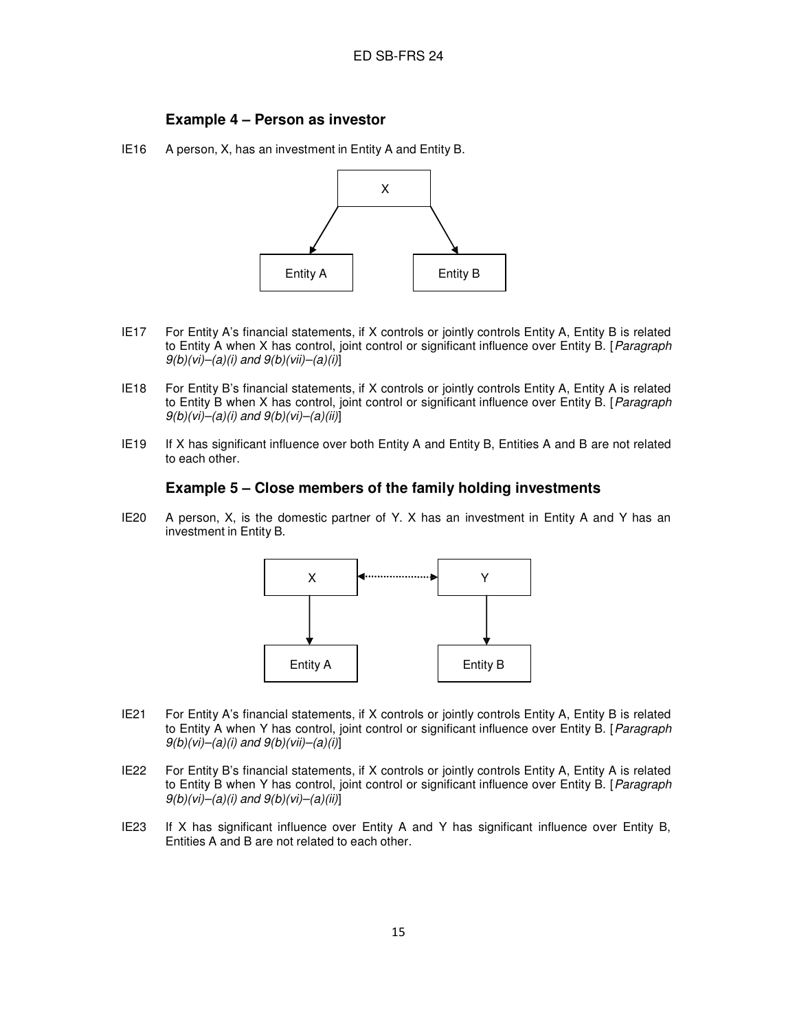### Example 4 – Person as investor

IE16 A person, X, has an investment in Entity A and Entity B.

IE17 For Entity A's financial statements, if X controls or jointly controls Entity A, Entity B is related to Entity A when X has control, joint control or significant influence over Entity B. [*Paragraph 9(b)(vi)–(a)(i) and 9(b)(vii)–(a)(i)*]

IE18 For Entity B's financial statements, if X controls or jointly controls Entity A, Entity A is related to Entity B when X has control, joint control or significant influence over Entity B. [*Paragraph 9(b)(vi)–(a)(i) and 9(b)(vi)–(a)(ii)*]

IE19 If X has significant influence over both Entity A and Entity B, Entities A and B are not related to each other.

### Example 5 – Close members of the family holding investments

IE20 A person, X, is the domestic partner of Y. X has an investment in Entity A and Y has an investment in Entity B.

IE21 For Entity A's financial statements, if X controls or jointly controls Entity A, Entity B is related to Entity A when Y has control, joint control or significant influence over Entity B. [*Paragraph 9(b)(vi)–(a)(i) and 9(b)(vii)–(a)(i)*]

IE22 For Entity B's financial statements, if X controls or jointly controls Entity A, Entity A is related to Entity B when Y has control, joint control or significant influence over Entity B. [*Paragraph 9(b)(vi)–(a)(i) and 9(b)(vi)–(a)(ii)*]

IE23 If X has significant influence over Entity A and Y has significant influence over Entity B, Entities A and B are not related to each other.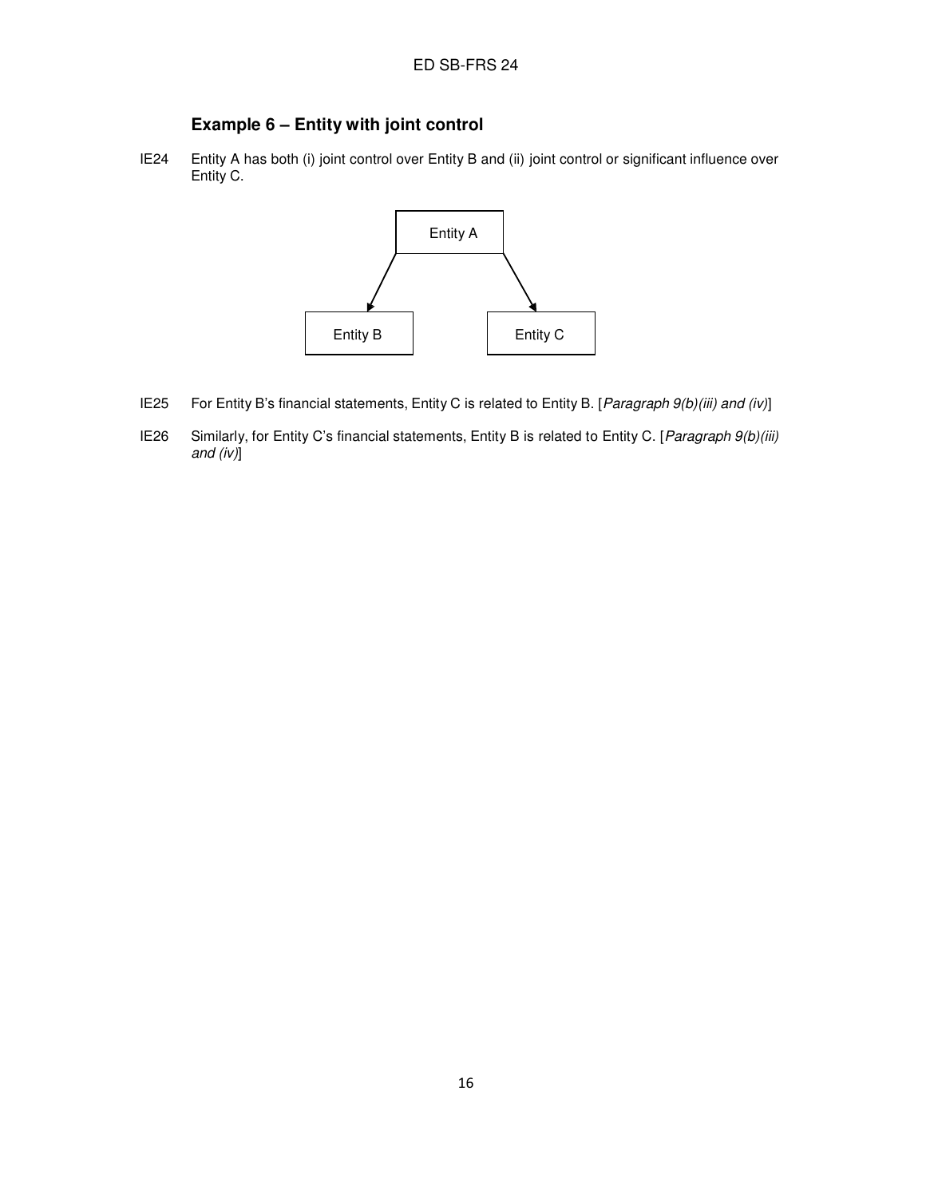### Example 6 – Entity with joint control

IE24 Entity A has both (i) joint control over Entity B and (ii) joint control or significant influence over Entity C.

Entity A

Entity B

Entity C

IE25 For Entity B's financial statements, Entity C is related to Entity B. [*Paragraph 9(b)(iii) and (iv)*]

IE26 Similarly, for Entity C's financial statements, Entity B is related to Entity C. [*Paragraph 9(b)(iii) and (iv)*]